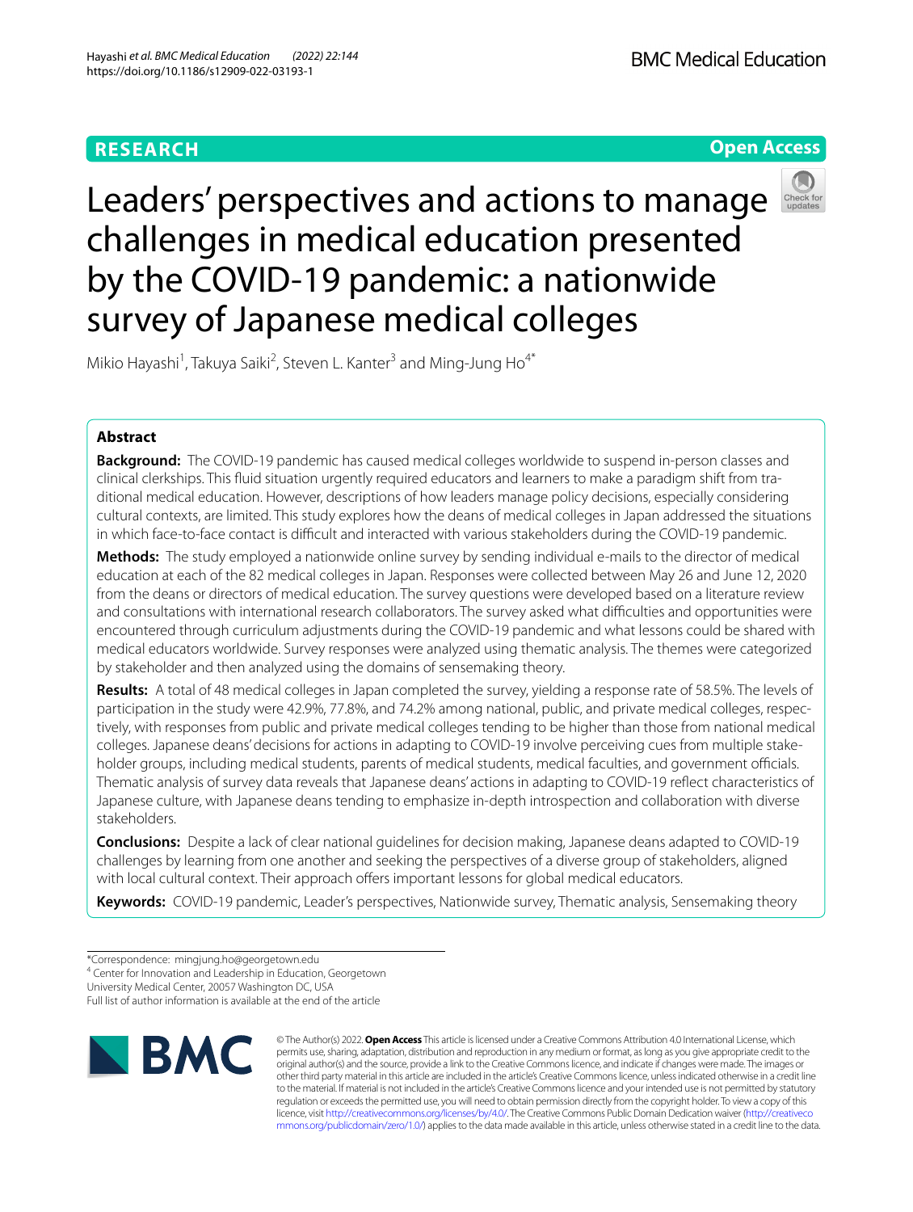RESEARCH

Open Access

# Leaders' perspectives and actions to manage challenges in medical education presented by the COVID-19 pandemic: a nationwide survey of Japanese medical colleges

Mikio Hayashi[1], Takuya Saiki[2], Steven L. Kanter[3] and Ming-Jung Ho[4*]

## Abstract

**Background:** The COVID-19 pandemic has caused medical colleges worldwide to suspend in-person classes and clinical clerkships. This fluid situation urgently required educators and learners to make a paradigm shift from traditional medical education. However, descriptions of how leaders manage policy decisions, especially considering cultural contexts, are limited. This study explores how the deans of medical colleges in Japan addressed the situations in which face-to-face contact is difficult and interacted with various stakeholders during the COVID-19 pandemic.

**Methods:** The study employed a nationwide online survey by sending individual e-mails to the director of medical education at each of the 82 medical colleges in Japan. Responses were collected between May 26 and June 12, 2020 from the deans or directors of medical education. The survey questions were developed based on a literature review and consultations with international research collaborators. The survey asked what difficulties and opportunities were encountered through curriculum adjustments during the COVID-19 pandemic and what lessons could be shared with medical educators worldwide. Survey responses were analyzed using thematic analysis. The themes were categorized by stakeholder and then analyzed using the domains of sensemaking theory.

**Results:** A total of 48 medical colleges in Japan completed the survey, yielding a response rate of 58.5%. The levels of participation in the study were 42.9%, 77.8%, and 74.2% among national, public, and private medical colleges, respectively, with responses from public and private medical colleges tending to be higher than those from national medical colleges. Japanese deans' decisions for actions in adapting to COVID-19 involve perceiving cues from multiple stakeholder groups, including medical students, parents of medical students, medical faculties, and government officials. Thematic analysis of survey data reveals that Japanese deans' actions in adapting to COVID-19 reflect characteristics of Japanese culture, with Japanese deans tending to emphasize in-depth introspection and collaboration with diverse stakeholders.

**Conclusions:** Despite a lack of clear national guidelines for decision making, Japanese deans adapted to COVID-19 challenges by learning from one another and seeking the perspectives of a diverse group of stakeholders, aligned with local cultural context. Their approach offers important lessons for global medical educators.

**Keywords:** COVID-19 pandemic, Leader's perspectives, Nationwide survey, Thematic analysis, Sensemaking theory

*Correspondence: mingjung.ho@georgetown.edu

[4] Center for Innovation and Leadership in Education, Georgetown University Medical Center, 20057 Washington DC, USA

Full list of author information is available at the end of the article

© The Author(s) 2022. **Open Access** This article is licensed under a Creative Commons Attribution 4.0 International License, which permits use, sharing, adaptation, distribution and reproduction in any medium or format, as long as you give appropriate credit to the original author(s) and the source, provide a link to the Creative Commons licence, and indicate if changes were made. The images or other third party material in this article are included in the article's Creative Commons licence, unless indicated otherwise in a credit line to the material. If material is not included in the article's Creative Commons licence and your intended use is not permitted by statutory regulation or exceeds the permitted use, you will need to obtain permission directly from the copyright holder. To view a copy of this licence, visit http://creativecommons.org/licenses/by/4.0/. The Creative Commons Public Domain Dedication waiver (http://creativecommons.org/publicdomain/zero/1.0/) applies to the data made available in this article, unless otherwise stated in a credit line to the data.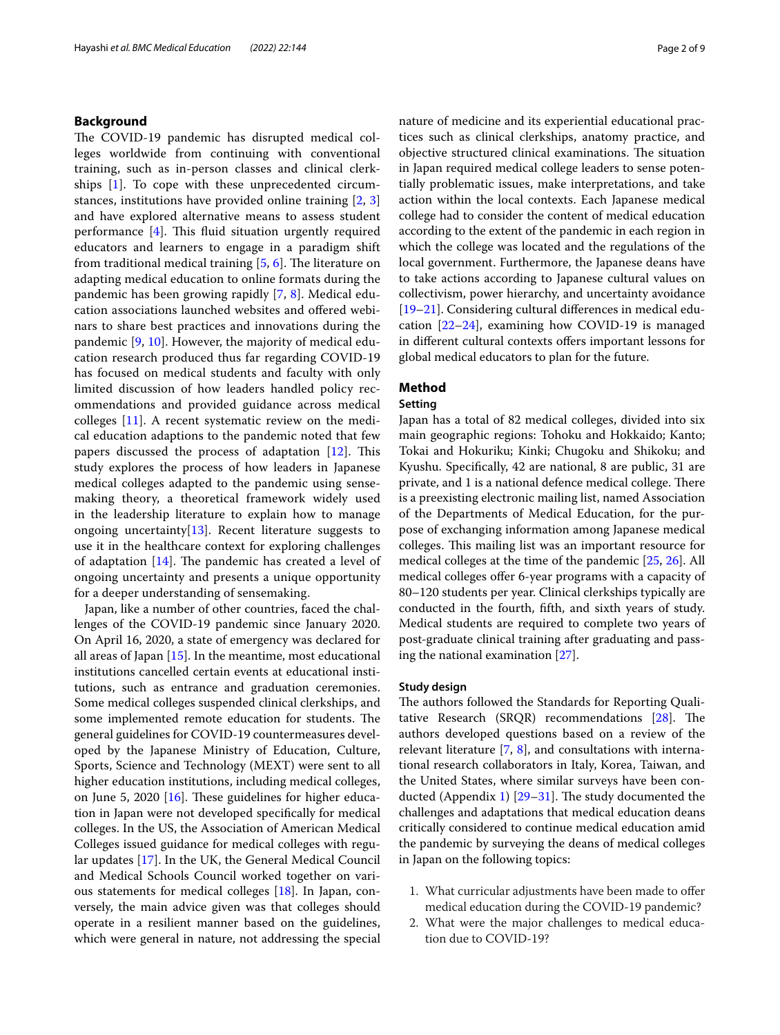## Background

The COVID-19 pandemic has disrupted medical colleges worldwide from continuing with conventional training, such as in-person classes and clinical clerkships [1]. To cope with these unprecedented circumstances, institutions have provided online training [2, 3] and have explored alternative means to assess student performance [4]. This fluid situation urgently required educators and learners to engage in a paradigm shift from traditional medical training [5, 6]. The literature on adapting medical education to online formats during the pandemic has been growing rapidly [7, 8]. Medical education associations launched websites and offered webinars to share best practices and innovations during the pandemic [9, 10]. However, the majority of medical education research produced thus far regarding COVID-19 has focused on medical students and faculty with only limited discussion of how leaders handled policy recommendations and provided guidance across medical colleges [11]. A recent systematic review on the medical education adaptions to the pandemic noted that few papers discussed the process of adaptation [12]. This study explores the process of how leaders in Japanese medical colleges adapted to the pandemic using sensemaking theory, a theoretical framework widely used in the leadership literature to explain how to manage ongoing uncertainty[13]. Recent literature suggests to use it in the healthcare context for exploring challenges of adaptation [14]. The pandemic has created a level of ongoing uncertainty and presents a unique opportunity for a deeper understanding of sensemaking.

Japan, like a number of other countries, faced the challenges of the COVID-19 pandemic since January 2020. On April 16, 2020, a state of emergency was declared for all areas of Japan [15]. In the meantime, most educational institutions cancelled certain events at educational institutions, such as entrance and graduation ceremonies. Some medical colleges suspended clinical clerkships, and some implemented remote education for students. The general guidelines for COVID-19 countermeasures developed by the Japanese Ministry of Education, Culture, Sports, Science and Technology (MEXT) were sent to all higher education institutions, including medical colleges, on June 5, 2020 [16]. These guidelines for higher education in Japan were not developed specifically for medical colleges. In the US, the Association of American Medical Colleges issued guidance for medical colleges with regular updates [17]. In the UK, the General Medical Council and Medical Schools Council worked together on various statements for medical colleges [18]. In Japan, conversely, the main advice given was that colleges should operate in a resilient manner based on the guidelines, which were general in nature, not addressing the special nature of medicine and its experiential educational practices such as clinical clerkships, anatomy practice, and objective structured clinical examinations. The situation in Japan required medical college leaders to sense potentially problematic issues, make interpretations, and take action within the local contexts. Each Japanese medical college had to consider the content of medical education according to the extent of the pandemic in each region in which the college was located and the regulations of the local government. Furthermore, the Japanese deans have to take actions according to Japanese cultural values on collectivism, power hierarchy, and uncertainty avoidance [19–21]. Considering cultural differences in medical education [22–24], examining how COVID-19 is managed in different cultural contexts offers important lessons for global medical educators to plan for the future.

## Method

### Setting

Japan has a total of 82 medical colleges, divided into six main geographic regions: Tohoku and Hokkaido; Kanto; Tokai and Hokuriku; Kinki; Chugoku and Shikoku; and Kyushu. Specifically, 42 are national, 8 are public, 31 are private, and 1 is a national defence medical college. There is a preexisting electronic mailing list, named Association of the Departments of Medical Education, for the purpose of exchanging information among Japanese medical colleges. This mailing list was an important resource for medical colleges at the time of the pandemic [25, 26]. All medical colleges offer 6-year programs with a capacity of 80–120 students per year. Clinical clerkships typically are conducted in the fourth, fifth, and sixth years of study. Medical students are required to complete two years of post-graduate clinical training after graduating and passing the national examination [27].

### Study design

The authors followed the Standards for Reporting Qualitative Research (SRQR) recommendations [28]. The authors developed questions based on a review of the relevant literature [7, 8], and consultations with international research collaborators in Italy, Korea, Taiwan, and the United States, where similar surveys have been conducted (Appendix 1) [29–31]. The study documented the challenges and adaptations that medical education deans critically considered to continue medical education amid the pandemic by surveying the deans of medical colleges in Japan on the following topics:

1. What curricular adjustments have been made to offer medical education during the COVID-19 pandemic?
2. What were the major challenges to medical education due to COVID-19?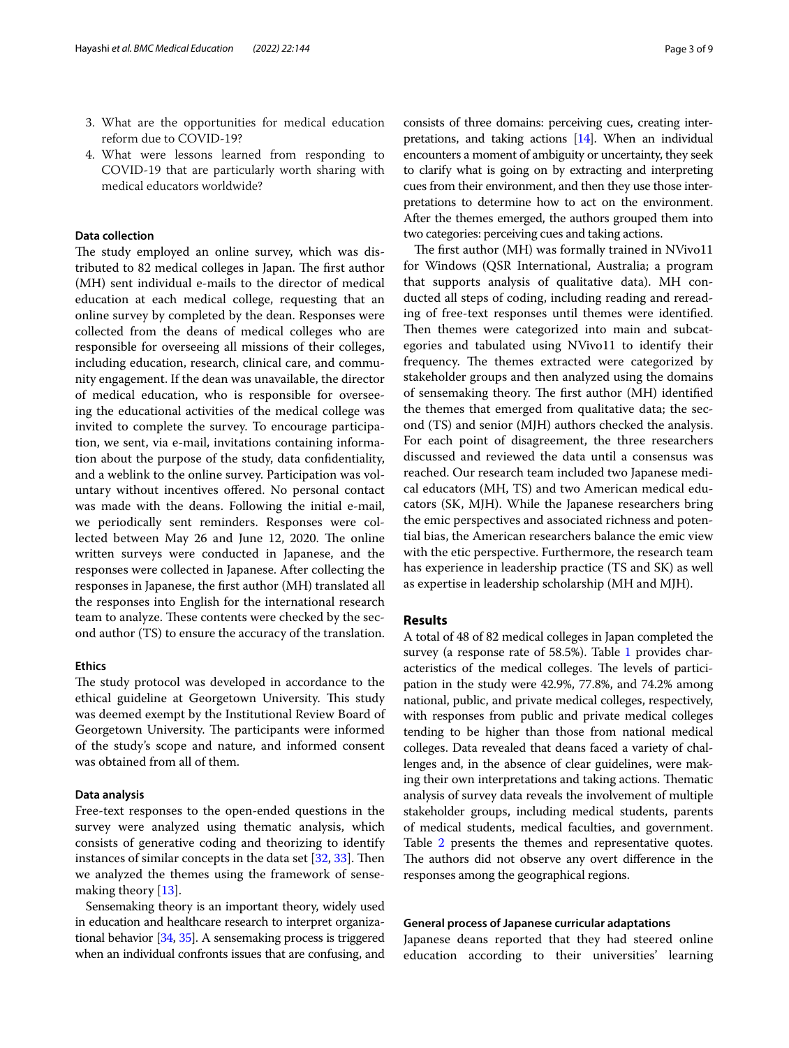3. What are the opportunities for medical education reform due to COVID-19?
4. What were lessons learned from responding to COVID-19 that are particularly worth sharing with medical educators worldwide?

### Data collection

The study employed an online survey, which was distributed to 82 medical colleges in Japan. The first author (MH) sent individual e-mails to the director of medical education at each medical college, requesting that an online survey by completed by the dean. Responses were collected from the deans of medical colleges who are responsible for overseeing all missions of their colleges, including education, research, clinical care, and community engagement. If the dean was unavailable, the director of medical education, who is responsible for overseeing the educational activities of the medical college was invited to complete the survey. To encourage participation, we sent, via e-mail, invitations containing information about the purpose of the study, data confidentiality, and a weblink to the online survey. Participation was voluntary without incentives offered. No personal contact was made with the deans. Following the initial e-mail, we periodically sent reminders. Responses were collected between May 26 and June 12, 2020. The online written surveys were conducted in Japanese, and the responses were collected in Japanese. After collecting the responses in Japanese, the first author (MH) translated all the responses into English for the international research team to analyze. These contents were checked by the second author (TS) to ensure the accuracy of the translation.

### Ethics

The study protocol was developed in accordance to the ethical guideline at Georgetown University. This study was deemed exempt by the Institutional Review Board of Georgetown University. The participants were informed of the study's scope and nature, and informed consent was obtained from all of them.

### Data analysis

Free-text responses to the open-ended questions in the survey were analyzed using thematic analysis, which consists of generative coding and theorizing to identify instances of similar concepts in the data set [32, 33]. Then we analyzed the themes using the framework of sensemaking theory [13].

Sensemaking theory is an important theory, widely used in education and healthcare research to interpret organizational behavior [34, 35]. A sensemaking process is triggered when an individual confronts issues that are confusing, and consists of three domains: perceiving cues, creating interpretations, and taking actions [14]. When an individual encounters a moment of ambiguity or uncertainty, they seek to clarify what is going on by extracting and interpreting cues from their environment, and then they use those interpretations to determine how to act on the environment. After the themes emerged, the authors grouped them into two categories: perceiving cues and taking actions.

The first author (MH) was formally trained in NVivo11 for Windows (QSR International, Australia; a program that supports analysis of qualitative data). MH conducted all steps of coding, including reading and rereading of free-text responses until themes were identified. Then themes were categorized into main and subcategories and tabulated using NVivo11 to identify their frequency. The themes extracted were categorized by stakeholder groups and then analyzed using the domains of sensemaking theory. The first author (MH) identified the themes that emerged from qualitative data; the second (TS) and senior (MJH) authors checked the analysis. For each point of disagreement, the three researchers discussed and reviewed the data until a consensus was reached. Our research team included two Japanese medical educators (MH, TS) and two American medical educators (SK, MJH). While the Japanese researchers bring the emic perspectives and associated richness and potential bias, the American researchers balance the emic view with the etic perspective. Furthermore, the research team has experience in leadership practice (TS and SK) as well as expertise in leadership scholarship (MH and MJH).

## Results

A total of 48 of 82 medical colleges in Japan completed the survey (a response rate of 58.5%). Table 1 provides characteristics of the medical colleges. The levels of participation in the study were 42.9%, 77.8%, and 74.2% among national, public, and private medical colleges, respectively, with responses from public and private medical colleges tending to be higher than those from national medical colleges. Data revealed that deans faced a variety of challenges and, in the absence of clear guidelines, were making their own interpretations and taking actions. Thematic analysis of survey data reveals the involvement of multiple stakeholder groups, including medical students, parents of medical students, medical faculties, and government. Table 2 presents the themes and representative quotes. The authors did not observe any overt difference in the responses among the geographical regions.

### General process of Japanese curricular adaptations

Japanese deans reported that they had steered online education according to their universities' learning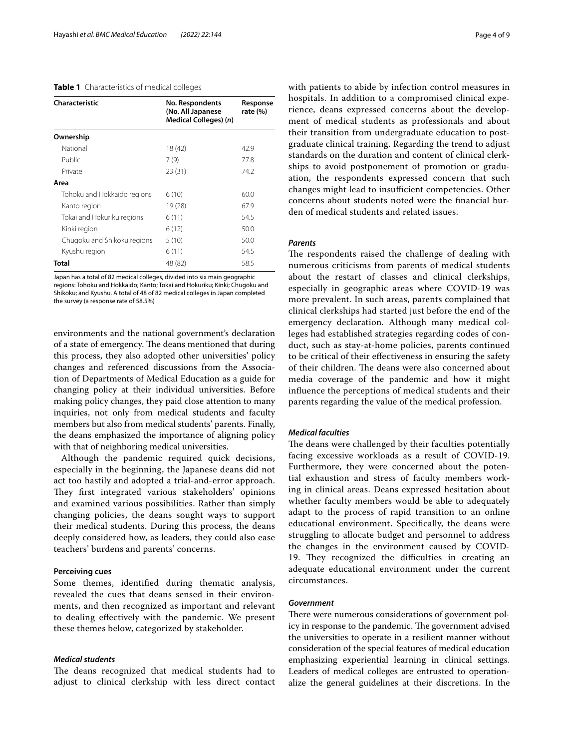**Table 1** Characteristics of medical colleges

| Characteristic | No. Respondents (No. All Japanese Medical Colleges) (*n*) | Response rate (%) |
|---|---|---|
| **Ownership** | | |
| National | 18 (42) | 42.9 |
| Public | 7 (9) | 77.8 |
| Private | 23 (31) | 74.2 |
| **Area** | | |
| Tohoku and Hokkaido regions | 6 (10) | 60.0 |
| Kanto region | 19 (28) | 67.9 |
| Tokai and Hokuriku regions | 6 (11) | 54.5 |
| Kinki region | 6 (12) | 50.0 |
| Chugoku and Shikoku regions | 5 (10) | 50.0 |
| Kyushu region | 6 (11) | 54.5 |
| **Total** | 48 (82) | 58.5 |

Japan has a total of 82 medical colleges, divided into six main geographic regions: Tohoku and Hokkaido; Kanto; Tokai and Hokuriku; Kinki; Chugoku and Shikoku; and Kyushu. A total of 48 of 82 medical colleges in Japan completed the survey (a response rate of 58.5%)

environments and the national government's declaration of a state of emergency. The deans mentioned that during this process, they also adopted other universities' policy changes and referenced discussions from the Association of Departments of Medical Education as a guide for changing policy at their individual universities. Before making policy changes, they paid close attention to many inquiries, not only from medical students and faculty members but also from medical students' parents. Finally, the deans emphasized the importance of aligning policy with that of neighboring medical universities.

Although the pandemic required quick decisions, especially in the beginning, the Japanese deans did not act too hastily and adopted a trial-and-error approach. They first integrated various stakeholders' opinions and examined various possibilities. Rather than simply changing policies, the deans sought ways to support their medical students. During this process, the deans deeply considered how, as leaders, they could also ease teachers' burdens and parents' concerns.

### Perceiving cues

Some themes, identified during thematic analysis, revealed the cues that deans sensed in their environments, and then recognized as important and relevant to dealing effectively with the pandemic. We present these themes below, categorized by stakeholder.

#### *Medical students*

The deans recognized that medical students had to adjust to clinical clerkship with less direct contact with patients to abide by infection control measures in hospitals. In addition to a compromised clinical experience, deans expressed concerns about the development of medical students as professionals and about their transition from undergraduate education to postgraduate clinical training. Regarding the trend to adjust standards on the duration and content of clinical clerkships to avoid postponement of promotion or graduation, the respondents expressed concern that such changes might lead to insufficient competencies. Other concerns about students noted were the financial burden of medical students and related issues.

#### *Parents*

The respondents raised the challenge of dealing with numerous criticisms from parents of medical students about the restart of classes and clinical clerkships, especially in geographic areas where COVID-19 was more prevalent. In such areas, parents complained that clinical clerkships had started just before the end of the emergency declaration. Although many medical colleges had established strategies regarding codes of conduct, such as stay-at-home policies, parents continued to be critical of their effectiveness in ensuring the safety of their children. The deans were also concerned about media coverage of the pandemic and how it might influence the perceptions of medical students and their parents regarding the value of the medical profession.

#### *Medical faculties*

The deans were challenged by their faculties potentially facing excessive workloads as a result of COVID-19. Furthermore, they were concerned about the potential exhaustion and stress of faculty members working in clinical areas. Deans expressed hesitation about whether faculty members would be able to adequately adapt to the process of rapid transition to an online educational environment. Specifically, the deans were struggling to allocate budget and personnel to address the changes in the environment caused by COVID-19. They recognized the difficulties in creating an adequate educational environment under the current circumstances.

#### *Government*

There were numerous considerations of government policy in response to the pandemic. The government advised the universities to operate in a resilient manner without consideration of the special features of medical education emphasizing experiential learning in clinical settings. Leaders of medical colleges are entrusted to operationalize the general guidelines at their discretions. In the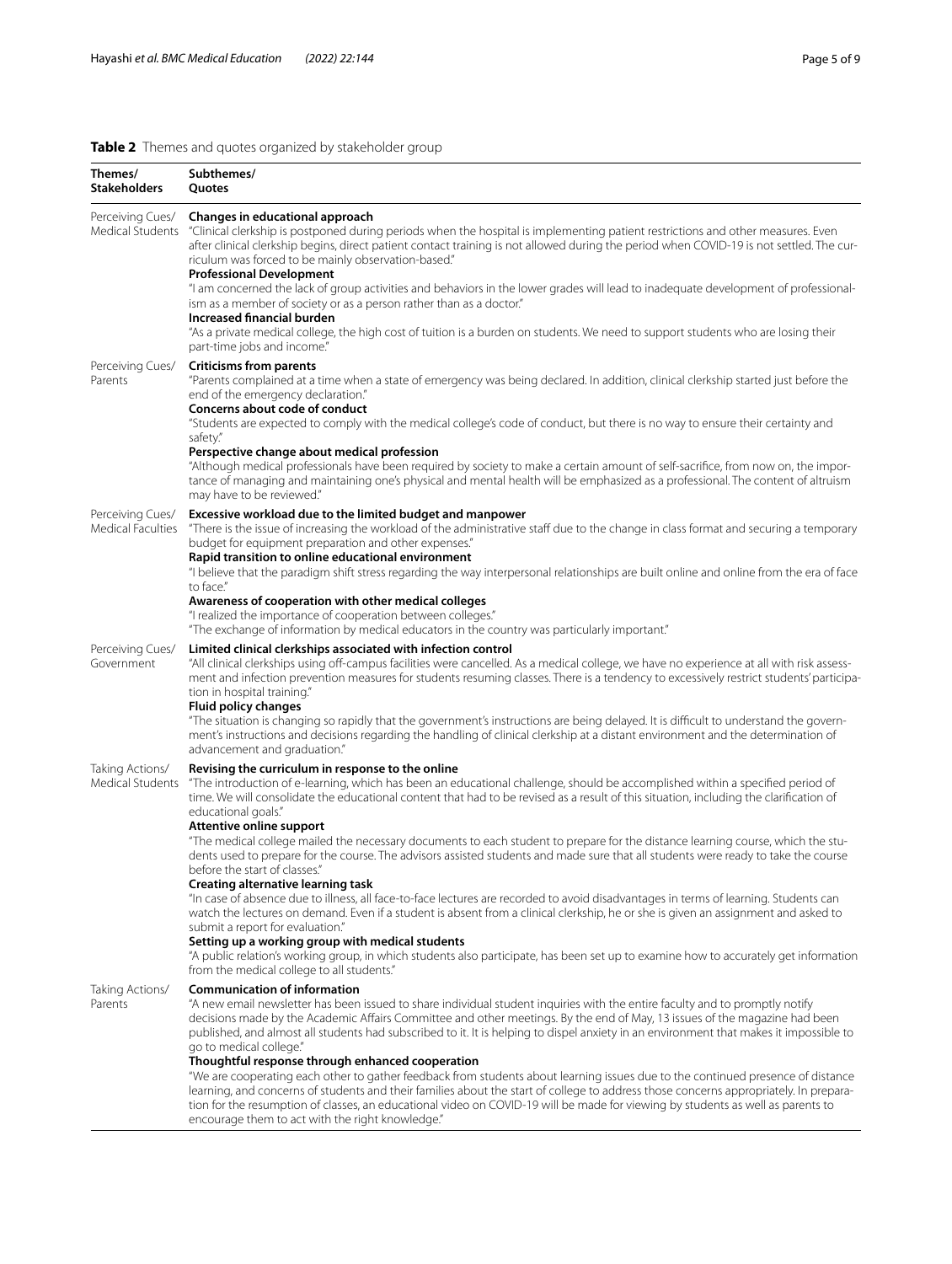**Table 2** Themes and quotes organized by stakeholder group

| Themes/ Stakeholders | Subthemes/ Quotes |
|---|---|
| Perceiving Cues/ Medical Students | **Changes in educational approach**<br>"Clinical clerkship is postponed during periods when the hospital is implementing patient restrictions and other measures. Even after clinical clerkship begins, direct patient contact training is not allowed during the period when COVID-19 is not settled. The curriculum was forced to be mainly observation-based."<br>**Professional Development**<br>"I am concerned the lack of group activities and behaviors in the lower grades will lead to inadequate development of professionalism as a member of society or as a person rather than as a doctor."<br>**Increased financial burden**<br>"As a private medical college, the high cost of tuition is a burden on students. We need to support students who are losing their part-time jobs and income." |
| Perceiving Cues/ Parents | **Criticisms from parents**<br>"Parents complained at a time when a state of emergency was being declared. In addition, clinical clerkship started just before the end of the emergency declaration."<br>**Concerns about code of conduct**<br>"Students are expected to comply with the medical college's code of conduct, but there is no way to ensure their certainty and safety."<br>**Perspective change about medical profession**<br>"Although medical professionals have been required by society to make a certain amount of self-sacrifice, from now on, the importance of managing and maintaining one's physical and mental health will be emphasized as a professional. The content of altruism may have to be reviewed." |
| Perceiving Cues/ Medical Faculties | **Excessive workload due to the limited budget and manpower**<br>"There is the issue of increasing the workload of the administrative staff due to the change in class format and securing a temporary budget for equipment preparation and other expenses."<br>**Rapid transition to online educational environment**<br>"I believe that the paradigm shift stress regarding the way interpersonal relationships are built online and online from the era of face to face."<br>**Awareness of cooperation with other medical colleges**<br>"I realized the importance of cooperation between colleges."<br>"The exchange of information by medical educators in the country was particularly important." |
| Perceiving Cues/ Government | **Limited clinical clerkships associated with infection control**<br>"All clinical clerkships using off-campus facilities were cancelled. As a medical college, we have no experience at all with risk assessment and infection prevention measures for students resuming classes. There is a tendency to excessively restrict students' participation in hospital training."<br>**Fluid policy changes**<br>"The situation is changing so rapidly that the government's instructions are being delayed. It is difficult to understand the government's instructions and decisions regarding the handling of clinical clerkship at a distant environment and the determination of advancement and graduation." |
| Taking Actions/ Medical Students | **Revising the curriculum in response to the online**<br>"The introduction of e-learning, which has been an educational challenge, should be accomplished within a specified period of time. We will consolidate the educational content that had to be revised as a result of this situation, including the clarification of educational goals."<br>**Attentive online support**<br>"The medical college mailed the necessary documents to each student to prepare for the distance learning course, which the students used to prepare for the course. The advisors assisted students and made sure that all students were ready to take the course before the start of classes."<br>**Creating alternative learning task**<br>"In case of absence due to illness, all face-to-face lectures are recorded to avoid disadvantages in terms of learning. Students can watch the lectures on demand. Even if a student is absent from a clinical clerkship, he or she is given an assignment and asked to submit a report for evaluation."<br>**Setting up a working group with medical students**<br>"A public relation's working group, in which students also participate, has been set up to examine how to accurately get information from the medical college to all students." |
| Taking Actions/ Parents | **Communication of information**<br>"A new email newsletter has been issued to share individual student inquiries with the entire faculty and to promptly notify decisions made by the Academic Affairs Committee and other meetings. By the end of May, 13 issues of the magazine had been published, and almost all students had subscribed to it. It is helping to dispel anxiety in an environment that makes it impossible to go to medical college."<br>**Thoughtful response through enhanced cooperation**<br>"We are cooperating each other to gather feedback from students about learning issues due to the continued presence of distance learning, and concerns of students and their families about the start of college to address those concerns appropriately. In preparation for the resumption of classes, an educational video on COVID-19 will be made for viewing by students as well as parents to encourage them to act with the right knowledge." |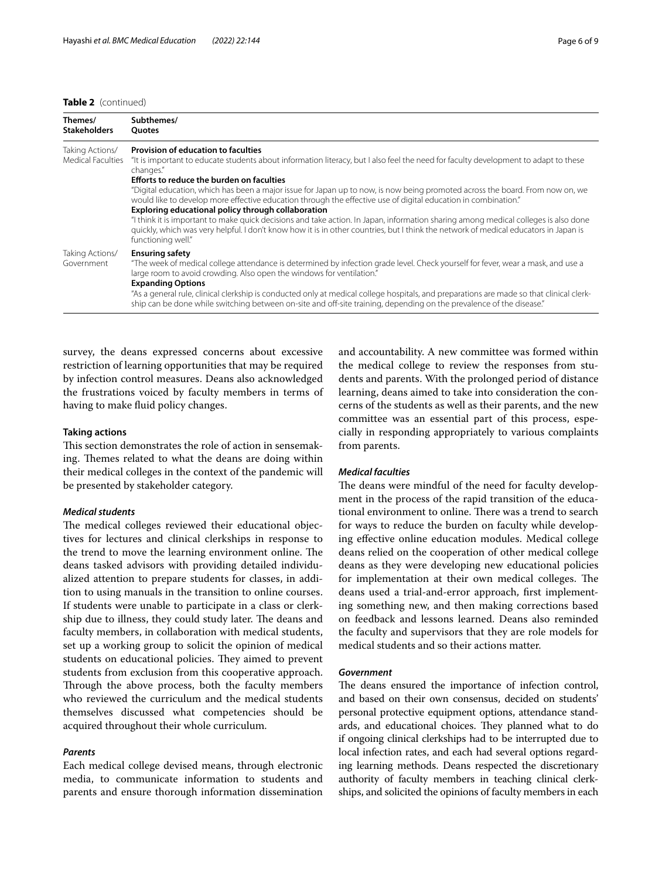**Table 2** (continued)

| Themes/ Stakeholders | Subthemes/ Quotes |
| --- | --- |
| Taking Actions/ Medical Faculties | **Provision of education to faculties**<br>"It is important to educate students about information literacy, but I also feel the need for faculty development to adapt to these changes."<br>**Efforts to reduce the burden on faculties**<br>"Digital education, which has been a major issue for Japan up to now, is now being promoted across the board. From now on, we would like to develop more effective education through the effective use of digital education in combination."<br>**Exploring educational policy through collaboration**<br>"I think it is important to make quick decisions and take action. In Japan, information sharing among medical colleges is also done quickly, which was very helpful. I don't know how it is in other countries, but I think the network of medical educators in Japan is functioning well." |
| Taking Actions/ Government | **Ensuring safety**<br>"The week of medical college attendance is determined by infection grade level. Check yourself for fever, wear a mask, and use a large room to avoid crowding. Also open the windows for ventilation."<br>**Expanding Options**<br>"As a general rule, clinical clerkship is conducted only at medical college hospitals, and preparations are made so that clinical clerkship can be done while switching between on-site and off-site training, depending on the prevalence of the disease." |

survey, the deans expressed concerns about excessive restriction of learning opportunities that may be required by infection control measures. Deans also acknowledged the frustrations voiced by faculty members in terms of having to make fluid policy changes.

#### Taking actions

This section demonstrates the role of action in sensemaking. Themes related to what the deans are doing within their medical colleges in the context of the pandemic will be presented by stakeholder category.

##### *Medical students*

The medical colleges reviewed their educational objectives for lectures and clinical clerkships in response to the trend to move the learning environment online. The deans tasked advisors with providing detailed individualized attention to prepare students for classes, in addition to using manuals in the transition to online courses. If students were unable to participate in a class or clerkship due to illness, they could study later. The deans and faculty members, in collaboration with medical students, set up a working group to solicit the opinion of medical students on educational policies. They aimed to prevent students from exclusion from this cooperative approach. Through the above process, both the faculty members who reviewed the curriculum and the medical students themselves discussed what competencies should be acquired throughout their whole curriculum.

##### *Parents*

Each medical college devised means, through electronic media, to communicate information to students and parents and ensure thorough information dissemination and accountability. A new committee was formed within the medical college to review the responses from students and parents. With the prolonged period of distance learning, deans aimed to take into consideration the concerns of the students as well as their parents, and the new committee was an essential part of this process, especially in responding appropriately to various complaints from parents.

##### *Medical faculties*

The deans were mindful of the need for faculty development in the process of the rapid transition of the educational environment to online. There was a trend to search for ways to reduce the burden on faculty while developing effective online education modules. Medical college deans relied on the cooperation of other medical college deans as they were developing new educational policies for implementation at their own medical colleges. The deans used a trial-and-error approach, first implementing something new, and then making corrections based on feedback and lessons learned. Deans also reminded the faculty and supervisors that they are role models for medical students and so their actions matter.

##### *Government*

The deans ensured the importance of infection control, and based on their own consensus, decided on students' personal protective equipment options, attendance standards, and educational choices. They planned what to do if ongoing clinical clerkships had to be interrupted due to local infection rates, and each had several options regarding learning methods. Deans respected the discretionary authority of faculty members in teaching clinical clerkships, and solicited the opinions of faculty members in each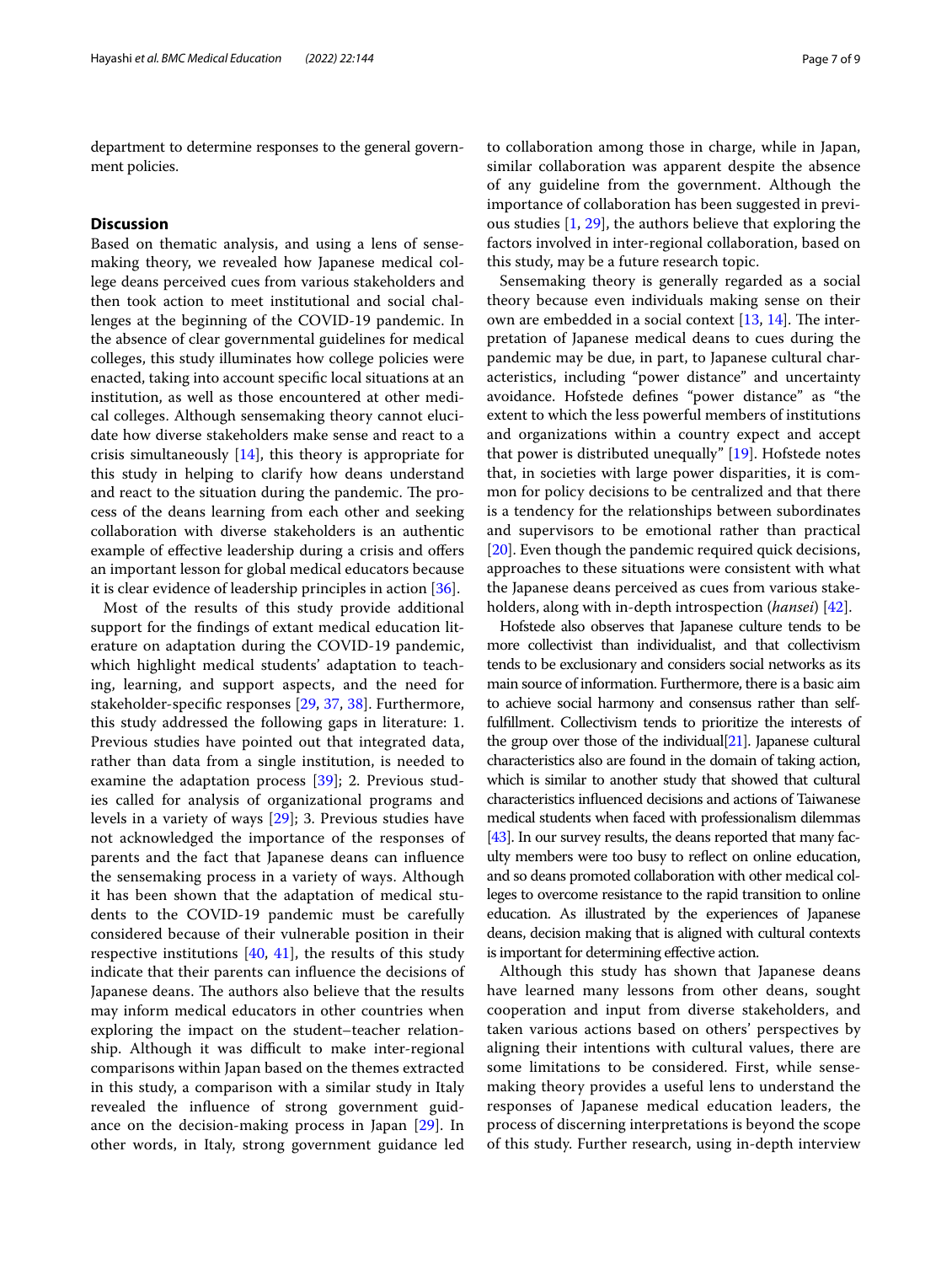department to determine responses to the general government policies.

## Discussion

Based on thematic analysis, and using a lens of sensemaking theory, we revealed how Japanese medical college deans perceived cues from various stakeholders and then took action to meet institutional and social challenges at the beginning of the COVID-19 pandemic. In the absence of clear governmental guidelines for medical colleges, this study illuminates how college policies were enacted, taking into account specific local situations at an institution, as well as those encountered at other medical colleges. Although sensemaking theory cannot elucidate how diverse stakeholders make sense and react to a crisis simultaneously [14], this theory is appropriate for this study in helping to clarify how deans understand and react to the situation during the pandemic. The process of the deans learning from each other and seeking collaboration with diverse stakeholders is an authentic example of effective leadership during a crisis and offers an important lesson for global medical educators because it is clear evidence of leadership principles in action [36].

Most of the results of this study provide additional support for the findings of extant medical education literature on adaptation during the COVID-19 pandemic, which highlight medical students' adaptation to teaching, learning, and support aspects, and the need for stakeholder-specific responses [29, 37, 38]. Furthermore, this study addressed the following gaps in literature: 1. Previous studies have pointed out that integrated data, rather than data from a single institution, is needed to examine the adaptation process [39]; 2. Previous studies called for analysis of organizational programs and levels in a variety of ways [29]; 3. Previous studies have not acknowledged the importance of the responses of parents and the fact that Japanese deans can influence the sensemaking process in a variety of ways. Although it has been shown that the adaptation of medical students to the COVID-19 pandemic must be carefully considered because of their vulnerable position in their respective institutions [40, 41], the results of this study indicate that their parents can influence the decisions of Japanese deans. The authors also believe that the results may inform medical educators in other countries when exploring the impact on the student–teacher relationship. Although it was difficult to make inter-regional comparisons within Japan based on the themes extracted in this study, a comparison with a similar study in Italy revealed the influence of strong government guidance on the decision-making process in Japan [29]. In other words, in Italy, strong government guidance led to collaboration among those in charge, while in Japan, similar collaboration was apparent despite the absence of any guideline from the government. Although the importance of collaboration has been suggested in previous studies [1, 29], the authors believe that exploring the factors involved in inter-regional collaboration, based on this study, may be a future research topic.

Sensemaking theory is generally regarded as a social theory because even individuals making sense on their own are embedded in a social context [13, 14]. The interpretation of Japanese medical deans to cues during the pandemic may be due, in part, to Japanese cultural characteristics, including "power distance" and uncertainty avoidance. Hofstede defines "power distance" as "the extent to which the less powerful members of institutions and organizations within a country expect and accept that power is distributed unequally" [19]. Hofstede notes that, in societies with large power disparities, it is common for policy decisions to be centralized and that there is a tendency for the relationships between subordinates and supervisors to be emotional rather than practical [20]. Even though the pandemic required quick decisions, approaches to these situations were consistent with what the Japanese deans perceived as cues from various stakeholders, along with in-depth introspection (*hansei*) [42].

Hofstede also observes that Japanese culture tends to be more collectivist than individualist, and that collectivism tends to be exclusionary and considers social networks as its main source of information. Furthermore, there is a basic aim to achieve social harmony and consensus rather than self-fulfillment. Collectivism tends to prioritize the interests of the group over those of the individual[21]. Japanese cultural characteristics also are found in the domain of taking action, which is similar to another study that showed that cultural characteristics influenced decisions and actions of Taiwanese medical students when faced with professionalism dilemmas [43]. In our survey results, the deans reported that many faculty members were too busy to reflect on online education, and so deans promoted collaboration with other medical colleges to overcome resistance to the rapid transition to online education. As illustrated by the experiences of Japanese deans, decision making that is aligned with cultural contexts is important for determining effective action.

Although this study has shown that Japanese deans have learned many lessons from other deans, sought cooperation and input from diverse stakeholders, and taken various actions based on others' perspectives by aligning their intentions with cultural values, there are some limitations to be considered. First, while sensemaking theory provides a useful lens to understand the responses of Japanese medical education leaders, the process of discerning interpretations is beyond the scope of this study. Further research, using in-depth interview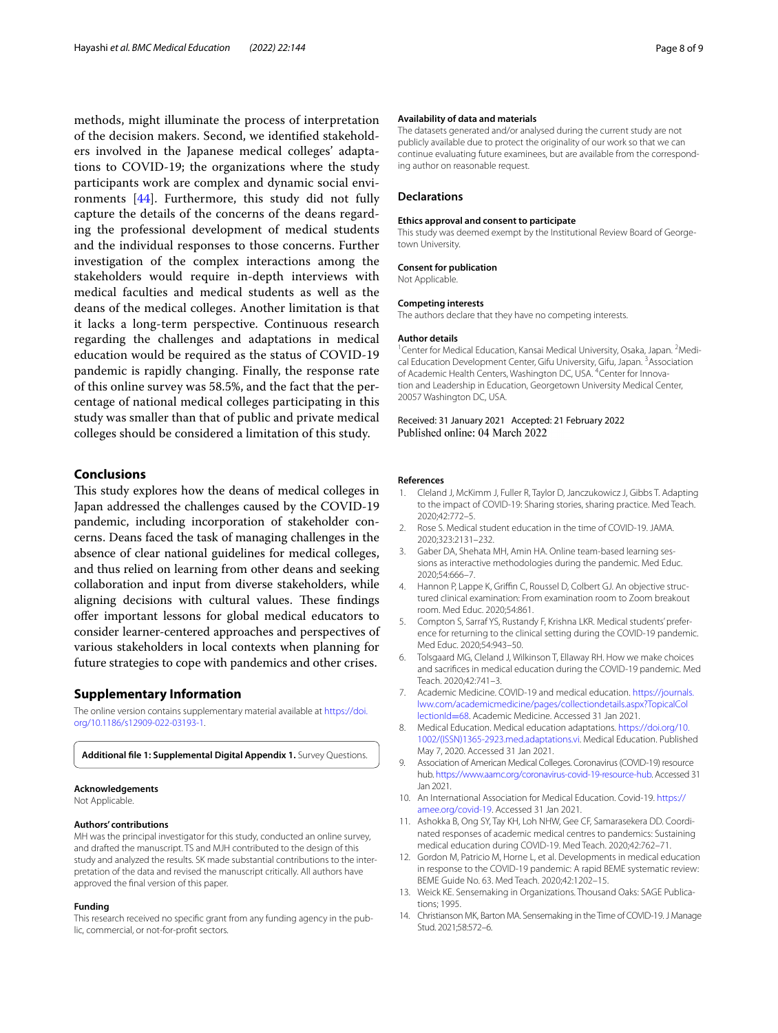methods, might illuminate the process of interpretation of the decision makers. Second, we identified stakeholders involved in the Japanese medical colleges' adaptations to COVID-19; the organizations where the study participants work are complex and dynamic social environments [44]. Furthermore, this study did not fully capture the details of the concerns of the deans regarding the professional development of medical students and the individual responses to those concerns. Further investigation of the complex interactions among the stakeholders would require in-depth interviews with medical faculties and medical students as well as the deans of the medical colleges. Another limitation is that it lacks a long-term perspective. Continuous research regarding the challenges and adaptations in medical education would be required as the status of COVID-19 pandemic is rapidly changing. Finally, the response rate of this online survey was 58.5%, and the fact that the percentage of national medical colleges participating in this study was smaller than that of public and private medical colleges should be considered a limitation of this study.

## Conclusions

This study explores how the deans of medical colleges in Japan addressed the challenges caused by the COVID-19 pandemic, including incorporation of stakeholder concerns. Deans faced the task of managing challenges in the absence of clear national guidelines for medical colleges, and thus relied on learning from other deans and seeking collaboration and input from diverse stakeholders, while aligning decisions with cultural values. These findings offer important lessons for global medical educators to consider learner-centered approaches and perspectives of various stakeholders in local contexts when planning for future strategies to cope with pandemics and other crises.

## Supplementary Information

The online version contains supplementary material available at https://doi.org/10.1186/s12909-022-03193-1.

**Additional file 1: Supplemental Digital Appendix 1.** Survey Questions.

### Acknowledgements

Not Applicable.

### Authors' contributions

MH was the principal investigator for this study, conducted an online survey, and drafted the manuscript. TS and MJH contributed to the design of this study and analyzed the results. SK made substantial contributions to the interpretation of the data and revised the manuscript critically. All authors have approved the final version of this paper.

### Funding

This research received no specific grant from any funding agency in the public, commercial, or not-for-profit sectors.

### Availability of data and materials

The datasets generated and/or analysed during the current study are not publicly available due to protect the originality of our work so that we can continue evaluating future examinees, but are available from the corresponding author on reasonable request.

## Declarations

### Ethics approval and consent to participate

This study was deemed exempt by the Institutional Review Board of Georgetown University.

### Consent for publication

Not Applicable.

### Competing interests

The authors declare that they have no competing interests.

### Author details

[1]Center for Medical Education, Kansai Medical University, Osaka, Japan. [2]Medical Education Development Center, Gifu University, Gifu, Japan. [3]Association of Academic Health Centers, Washington DC, USA. [4]Center for Innovation and Leadership in Education, Georgetown University Medical Center, 20057 Washington DC, USA.

Received: 31 January 2021 Accepted: 21 February 2022
Published online: 04 March 2022

### References

1. Cleland J, McKimm J, Fuller R, Taylor D, Janczukowicz J, Gibbs T. Adapting to the impact of COVID-19: Sharing stories, sharing practice. Med Teach. 2020;42:772–5.
2. Rose S. Medical student education in the time of COVID-19. JAMA. 2020;323:2131–232.
3. Gaber DA, Shehata MH, Amin HA. Online team-based learning sessions as interactive methodologies during the pandemic. Med Educ. 2020;54:666–7.
4. Hannon P, Lappe K, Griffin C, Roussel D, Colbert GJ. An objective structured clinical examination: From examination room to Zoom breakout room. Med Educ. 2020;54:861.
5. Compton S, Sarraf YS, Rustandy F, Krishna LKR. Medical students' preference for returning to the clinical setting during the COVID-19 pandemic. Med Educ. 2020;54:943–50.
6. Tolsgaard MG, Cleland J, Wilkinson T, Ellaway RH. How we make choices and sacrifices in medical education during the COVID-19 pandemic. Med Teach. 2020;42:741–3.
7. Academic Medicine. COVID-19 and medical education. https://journals.lww.com/academicmedicine/pages/collectiondetails.aspx?TopicalCollectionId=68. Academic Medicine. Accessed 31 Jan 2021.
8. Medical Education. Medical education adaptations. https://doi.org/10.1002/(ISSN)1365-2923.med.adaptations.vi. Medical Education. Published May 7, 2020. Accessed 31 Jan 2021.
9. Association of American Medical Colleges. Coronavirus (COVID-19) resource hub. https://www.aamc.org/coronavirus-covid-19-resource-hub. Accessed 31 Jan 2021.
10. An International Association for Medical Education. Covid-19. https://amee.org/covid-19. Accessed 31 Jan 2021.
11. Ashokka B, Ong SY, Tay KH, Loh NHW, Gee CF, Samarasekera DD. Coordinated responses of academic medical centres to pandemics: Sustaining medical education during COVID-19. Med Teach. 2020;42:762–71.
12. Gordon M, Patricio M, Horne L, et al. Developments in medical education in response to the COVID-19 pandemic: A rapid BEME systematic review: BEME Guide No. 63. Med Teach. 2020;42:1202–15.
13. Weick KE. Sensemaking in Organizations. Thousand Oaks: SAGE Publications; 1995.
14. Christianson MK, Barton MA. Sensemaking in the Time of COVID-19. J Manage Stud. 2021;58:572–6.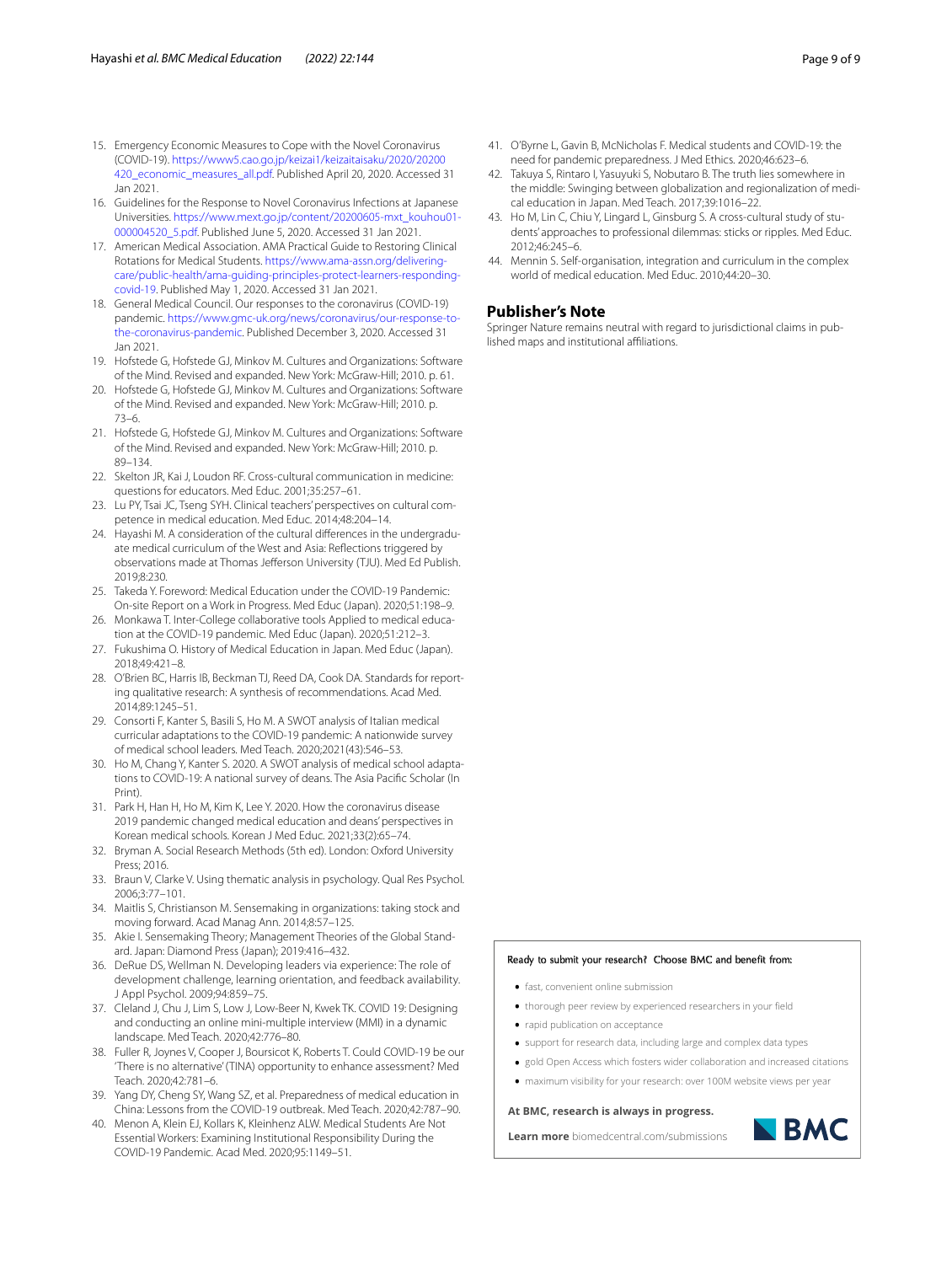15. Emergency Economic Measures to Cope with the Novel Coronavirus (COVID-19). https://www5.cao.go.jp/keizai1/keizaitaisaku/2020/20200420_economic_measures_all.pdf. Published April 20, 2020. Accessed 31 Jan 2021.
16. Guidelines for the Response to Novel Coronavirus Infections at Japanese Universities. https://www.mext.go.jp/content/20200605-mxt_kouhou01-000004520_5.pdf. Published June 5, 2020. Accessed 31 Jan 2021.
17. American Medical Association. AMA Practical Guide to Restoring Clinical Rotations for Medical Students. https://www.ama-assn.org/delivering-care/public-health/ama-guiding-principles-protect-learners-responding-covid-19. Published May 1, 2020. Accessed 31 Jan 2021.
18. General Medical Council. Our responses to the coronavirus (COVID-19) pandemic. https://www.gmc-uk.org/news/coronavirus/our-response-to-the-coronavirus-pandemic. Published December 3, 2020. Accessed 31 Jan 2021.
19. Hofstede G, Hofstede GJ, Minkov M. Cultures and Organizations: Software of the Mind. Revised and expanded. New York: McGraw-Hill; 2010. p. 61.
20. Hofstede G, Hofstede GJ, Minkov M. Cultures and Organizations: Software of the Mind. Revised and expanded. New York: McGraw-Hill; 2010. p. 73–6.
21. Hofstede G, Hofstede GJ, Minkov M. Cultures and Organizations: Software of the Mind. Revised and expanded. New York: McGraw-Hill; 2010. p. 89–134.
22. Skelton JR, Kai J, Loudon RF. Cross-cultural communication in medicine: questions for educators. Med Educ. 2001;35:257–61.
23. Lu PY, Tsai JC, Tseng SYH. Clinical teachers' perspectives on cultural competence in medical education. Med Educ. 2014;48:204–14.
24. Hayashi M. A consideration of the cultural differences in the undergraduate medical curriculum of the West and Asia: Reflections triggered by observations made at Thomas Jefferson University (TJU). Med Ed Publish. 2019;8:230.
25. Takeda Y. Foreword: Medical Education under the COVID-19 Pandemic: On-site Report on a Work in Progress. Med Educ (Japan). 2020;51:198–9.
26. Monkawa T. Inter-College collaborative tools Applied to medical education at the COVID-19 pandemic. Med Educ (Japan). 2020;51:212–3.
27. Fukushima O. History of Medical Education in Japan. Med Educ (Japan). 2018;49:421–8.
28. O'Brien BC, Harris IB, Beckman TJ, Reed DA, Cook DA. Standards for reporting qualitative research: A synthesis of recommendations. Acad Med. 2014;89:1245–51.
29. Consorti F, Kanter S, Basili S, Ho M. A SWOT analysis of Italian medical curricular adaptations to the COVID-19 pandemic: A nationwide survey of medical school leaders. Med Teach. 2020;2021(43):546–53.
30. Ho M, Chang Y, Kanter S. 2020. A SWOT analysis of medical school adaptations to COVID-19: A national survey of deans. The Asia Pacific Scholar (In Print).
31. Park H, Han H, Ho M, Kim K, Lee Y. 2020. How the coronavirus disease 2019 pandemic changed medical education and deans' perspectives in Korean medical schools. Korean J Med Educ. 2021;33(2):65–74.
32. Bryman A. Social Research Methods (5th ed). London: Oxford University Press; 2016.
33. Braun V, Clarke V. Using thematic analysis in psychology. Qual Res Psychol. 2006;3:77–101.
34. Maitlis S, Christianson M. Sensemaking in organizations: taking stock and moving forward. Acad Manag Ann. 2014;8:57–125.
35. Akie I. Sensemaking Theory; Management Theories of the Global Standard. Japan: Diamond Press (Japan); 2019:416–432.
36. DeRue DS, Wellman N. Developing leaders via experience: The role of development challenge, learning orientation, and feedback availability. J Appl Psychol. 2009;94:859–75.
37. Cleland J, Chu J, Lim S, Low J, Low-Beer N, Kwek TK. COVID 19: Designing and conducting an online mini-multiple interview (MMI) in a dynamic landscape. Med Teach. 2020;42:776–80.
38. Fuller R, Joynes V, Cooper J, Boursicot K, Roberts T. Could COVID-19 be our 'There is no alternative' (TINA) opportunity to enhance assessment? Med Teach. 2020;42:781–6.
39. Yang DY, Cheng SY, Wang SZ, et al. Preparedness of medical education in China: Lessons from the COVID-19 outbreak. Med Teach. 2020;42:787–90.
40. Menon A, Klein EJ, Kollars K, Kleinhenz ALW. Medical Students Are Not Essential Workers: Examining Institutional Responsibility During the COVID-19 Pandemic. Acad Med. 2020;95:1149–51.
41. O'Byrne L, Gavin B, McNicholas F. Medical students and COVID-19: the need for pandemic preparedness. J Med Ethics. 2020;46:623–6.
42. Takuya S, Rintaro I, Yasuyuki S, Nobutaro B. The truth lies somewhere in the middle: Swinging between globalization and regionalization of medical education in Japan. Med Teach. 2017;39:1016–22.
43. Ho M, Lin C, Chiu Y, Lingard L, Ginsburg S. A cross-cultural study of students' approaches to professional dilemmas: sticks or ripples. Med Educ. 2012;46:245–6.
44. Mennin S. Self-organisation, integration and curriculum in the complex world of medical education. Med Educ. 2010;44:20–30.

## Publisher's Note

Springer Nature remains neutral with regard to jurisdictional claims in published maps and institutional affiliations.

Ready to submit your research? Choose BMC and benefit from:

- fast, convenient online submission
- thorough peer review by experienced researchers in your field
- rapid publication on acceptance
- support for research data, including large and complex data types
- gold Open Access which fosters wider collaboration and increased citations
- maximum visibility for your research: over 100M website views per year

**At BMC, research is always in progress.**

**Learn more** biomedcentral.com/submissions

BMC